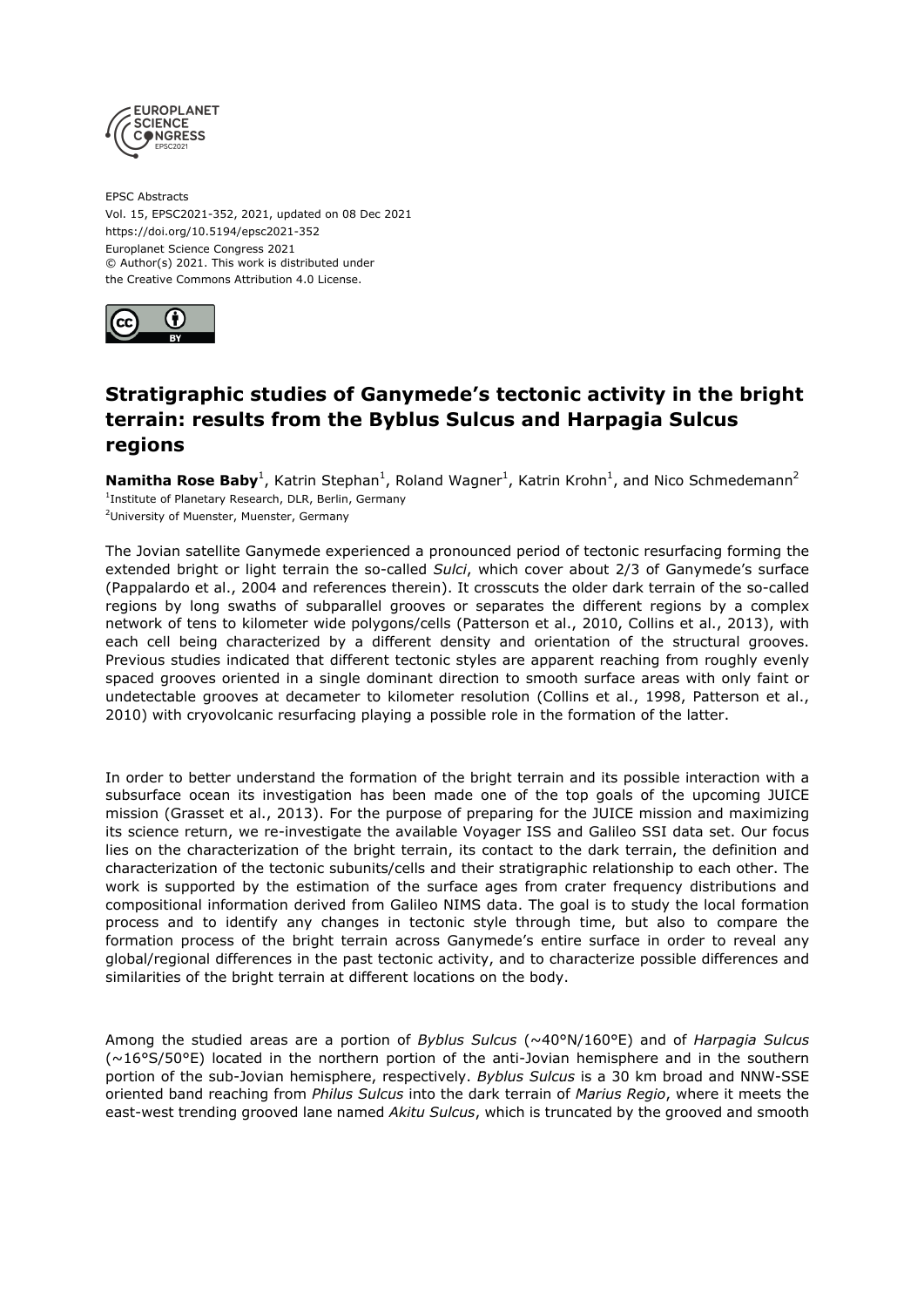EPSC Abstracts
Vol. 15, EPSC2021-352, 2021, updated on 08 Dec 2021
https://doi.org/10.5194/epsc2021-352
Europlanet Science Congress 2021
© Author(s) 2021. This work is distributed under
the Creative Commons Attribution 4.0 License.

# Stratigraphic studies of Ganymede's tectonic activity in the bright terrain: results from the Byblus Sulcus and Harpagia Sulcus regions

**Namitha Rose Baby**[1], Katrin Stephan[1], Roland Wagner[1], Katrin Krohn[1], and Nico Schmedemann[2]

[1]Institute of Planetary Research, DLR, Berlin, Germany
[2]University of Muenster, Muenster, Germany

The Jovian satellite Ganymede experienced a pronounced period of tectonic resurfacing forming the extended bright or light terrain the so-called *Sulci*, which cover about 2/3 of Ganymede's surface (Pappalardo et al., 2004 and references therein). It crosscuts the older dark terrain of the so-called regions by long swaths of subparallel grooves or separates the different regions by a complex network of tens to kilometer wide polygons/cells (Patterson et al., 2010, Collins et al., 2013), with each cell being characterized by a different density and orientation of the structural grooves. Previous studies indicated that different tectonic styles are apparent reaching from roughly evenly spaced grooves oriented in a single dominant direction to smooth surface areas with only faint or undetectable grooves at decameter to kilometer resolution (Collins et al., 1998, Patterson et al., 2010) with cryovolcanic resurfacing playing a possible role in the formation of the latter.

In order to better understand the formation of the bright terrain and its possible interaction with a subsurface ocean its investigation has been made one of the top goals of the upcoming JUICE mission (Grasset et al., 2013). For the purpose of preparing for the JUICE mission and maximizing its science return, we re-investigate the available Voyager ISS and Galileo SSI data set. Our focus lies on the characterization of the bright terrain, its contact to the dark terrain, the definition and characterization of the tectonic subunits/cells and their stratigraphic relationship to each other. The work is supported by the estimation of the surface ages from crater frequency distributions and compositional information derived from Galileo NIMS data. The goal is to study the local formation process and to identify any changes in tectonic style through time, but also to compare the formation process of the bright terrain across Ganymede's entire surface in order to reveal any global/regional differences in the past tectonic activity, and to characterize possible differences and similarities of the bright terrain at different locations on the body.

Among the studied areas are a portion of *Byblus Sulcus* (~40°N/160°E) and of *Harpagia Sulcus* (~16°S/50°E) located in the northern portion of the anti-Jovian hemisphere and in the southern portion of the sub-Jovian hemisphere, respectively. *Byblus Sulcus* is a 30 km broad and NNW-SSE oriented band reaching from *Philus Sulcus* into the dark terrain of *Marius Regio*, where it meets the east-west trending grooved lane named *Akitu Sulcus*, which is truncated by the grooved and smooth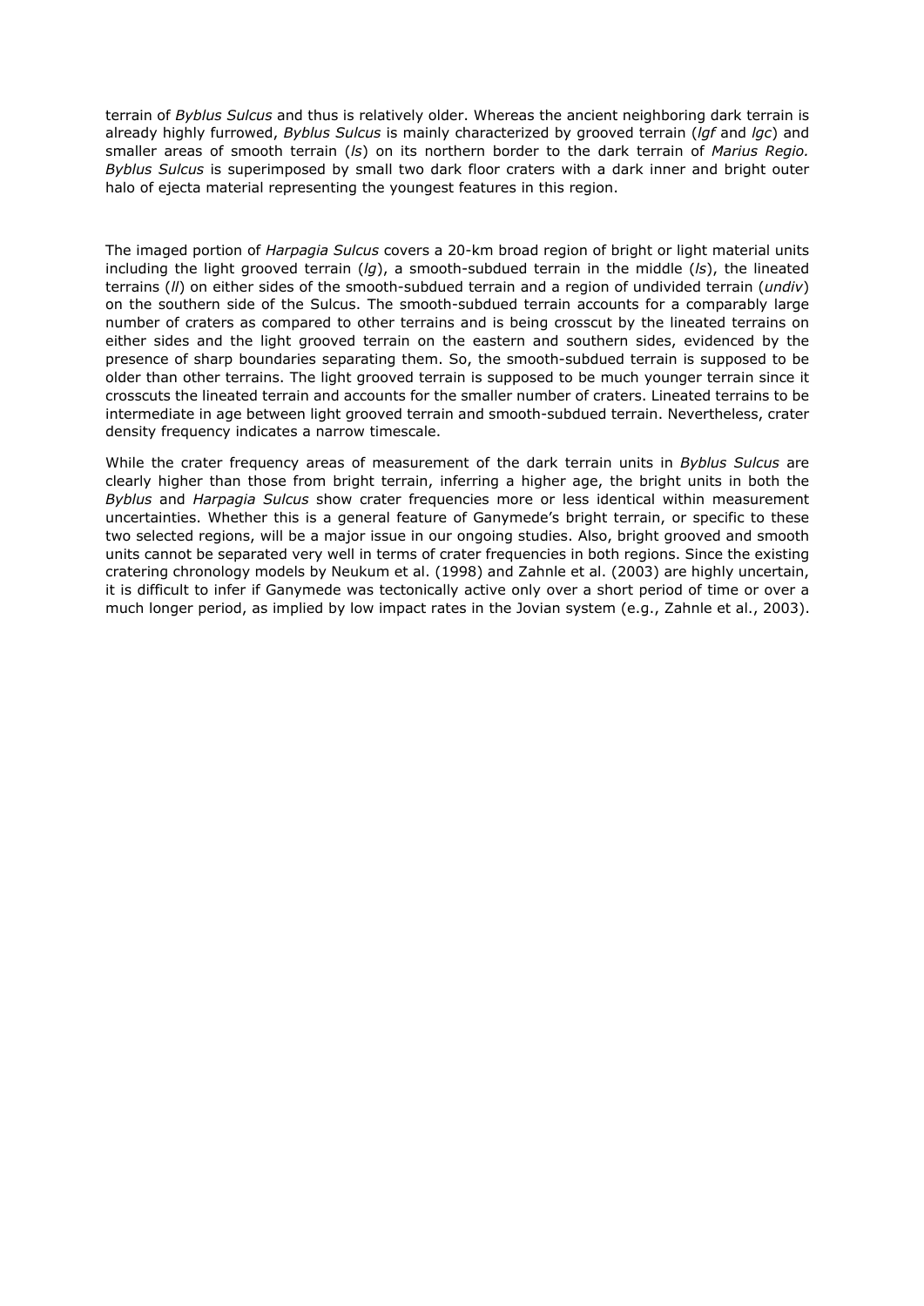terrain of *Byblus Sulcus* and thus is relatively older. Whereas the ancient neighboring dark terrain is already highly furrowed, *Byblus Sulcus* is mainly characterized by grooved terrain (*lgf* and *lgc*) and smaller areas of smooth terrain (*ls*) on its northern border to the dark terrain of *Marius Regio. Byblus Sulcus* is superimposed by small two dark floor craters with a dark inner and bright outer halo of ejecta material representing the youngest features in this region.

The imaged portion of *Harpagia Sulcus* covers a 20-km broad region of bright or light material units including the light grooved terrain (*lg*), a smooth-subdued terrain in the middle (*ls*), the lineated terrains (*ll*) on either sides of the smooth-subdued terrain and a region of undivided terrain (*undiv*) on the southern side of the Sulcus. The smooth-subdued terrain accounts for a comparably large number of craters as compared to other terrains and is being crosscut by the lineated terrains on either sides and the light grooved terrain on the eastern and southern sides, evidenced by the presence of sharp boundaries separating them. So, the smooth-subdued terrain is supposed to be older than other terrains. The light grooved terrain is supposed to be much younger terrain since it crosscuts the lineated terrain and accounts for the smaller number of craters. Lineated terrains to be intermediate in age between light grooved terrain and smooth-subdued terrain. Nevertheless, crater density frequency indicates a narrow timescale.

While the crater frequency areas of measurement of the dark terrain units in *Byblus Sulcus* are clearly higher than those from bright terrain, inferring a higher age, the bright units in both the *Byblus* and *Harpagia Sulcus* show crater frequencies more or less identical within measurement uncertainties. Whether this is a general feature of Ganymede's bright terrain, or specific to these two selected regions, will be a major issue in our ongoing studies. Also, bright grooved and smooth units cannot be separated very well in terms of crater frequencies in both regions. Since the existing cratering chronology models by Neukum et al. (1998) and Zahnle et al. (2003) are highly uncertain, it is difficult to infer if Ganymede was tectonically active only over a short period of time or over a much longer period, as implied by low impact rates in the Jovian system (e.g., Zahnle et al., 2003).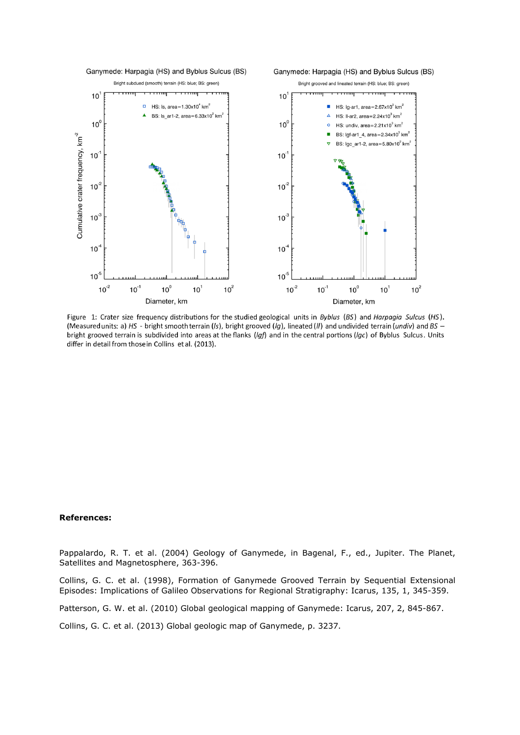Figure 1: Crater size frequency distributions for the studied geological units in *Byblus* (*BS*) and *Harpagia Sulcus* (*HS*). (Measured units: a) *HS* - bright smooth terrain (*ls*), bright grooved (*lg*), lineated (*ll*) and undivided terrain (*undiv*) and *BS* – bright grooved terrain is subdivided into areas at the flanks (*lgf*) and in the central portions (*lgc*) of Byblus Sulcus. Units differ in detail from those in Collins et al. (2013).

**References:**

Pappalardo, R. T. et al. (2004) Geology of Ganymede, in Bagenal, F., ed., Jupiter. The Planet, Satellites and Magnetosphere, 363-396.

Collins, G. C. et al. (1998), Formation of Ganymede Grooved Terrain by Sequential Extensional Episodes: Implications of Galileo Observations for Regional Stratigraphy: Icarus, 135, 1, 345-359.

Patterson, G. W. et al. (2010) Global geological mapping of Ganymede: Icarus, 207, 2, 845-867.

Collins, G. C. et al. (2013) Global geologic map of Ganymede, p. 3237.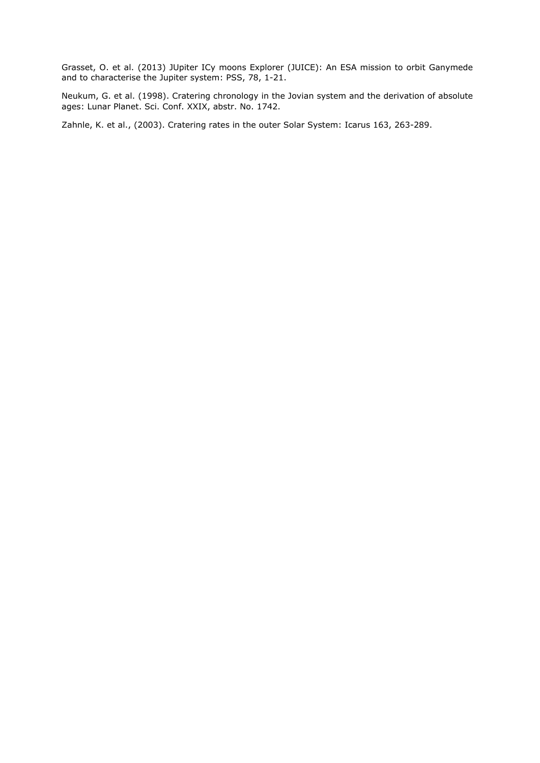Grasset, O. et al. (2013) JUpiter ICy moons Explorer (JUICE): An ESA mission to orbit Ganymede and to characterise the Jupiter system: PSS, 78, 1-21.

Neukum, G. et al. (1998). Cratering chronology in the Jovian system and the derivation of absolute ages: Lunar Planet. Sci. Conf. XXIX, abstr. No. 1742.

Zahnle, K. et al., (2003). Cratering rates in the outer Solar System: Icarus 163, 263-289.